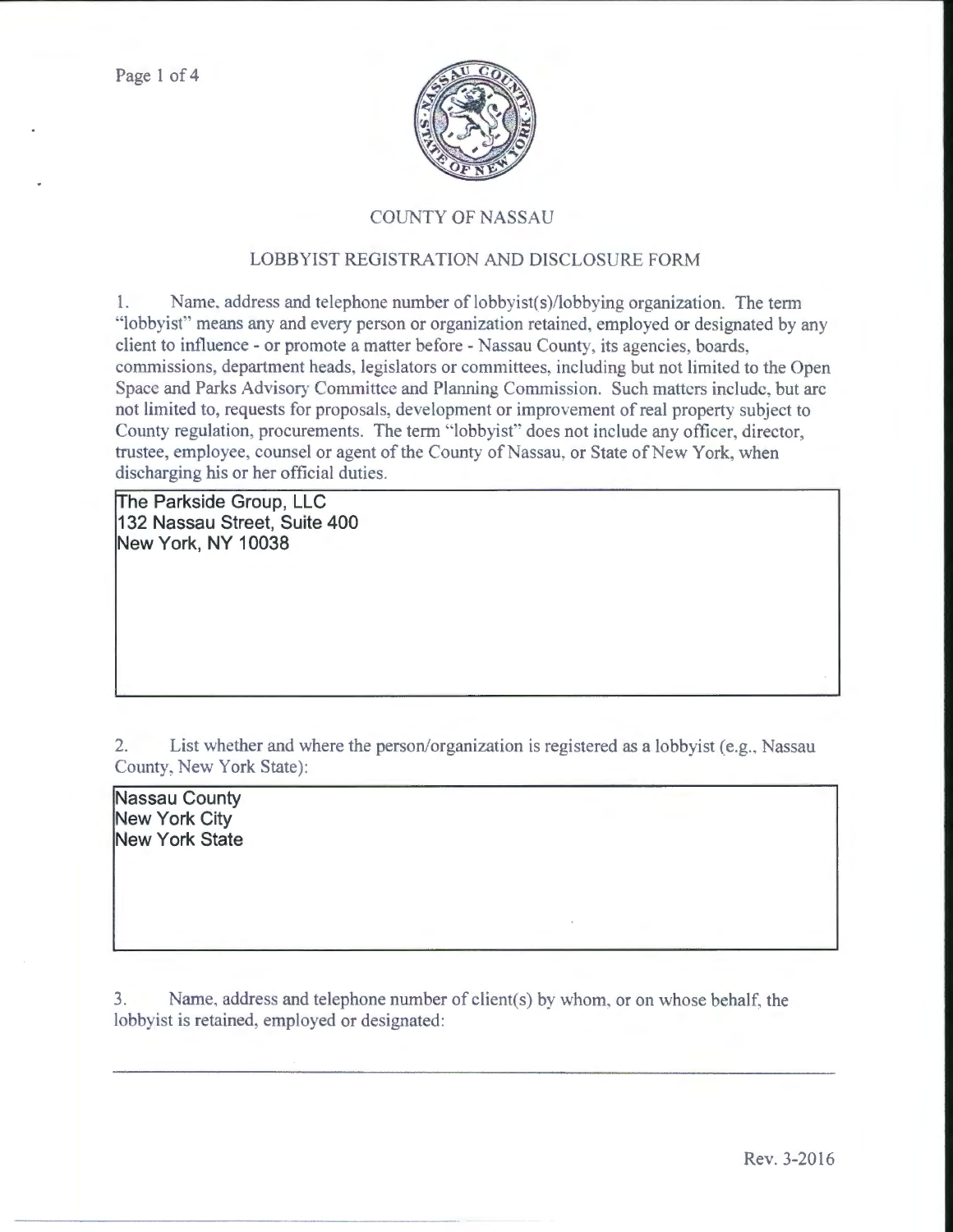# COUNTY OF NASSAU

## LOBBYIST REGISTRATION AND DISCLOSURE FORM

1. Name, address and telephone number of lobbyist(s)/lobbying organization. The term "lobbyist" means any and every person or organization retained, employed or designated by any client to influence - or promote a matter before - Nassau County, its agencies, boards, commissions, department heads, legislators or committees, including but not limited to the Open Space and Parks Advisory Committee and Planning Commission. Such matters include, but are not limited to, requests for proposals, development or improvement of real property subject to County regulation, procurements. The term "lobbyist" does not include any officer, director, trustee, employee, counsel or agent of the County of Nassau, or State of New York, when discharging his or her official duties.

The Parkside Group, LLC
132 Nassau Street, Suite 400
New York, NY 10038

2. List whether and where the person/organization is registered as a lobbyist (e.g., Nassau County, New York State):

Nassau County
New York City
New York State

3. Name, address and telephone number of client(s) by whom, or on whose behalf, the lobbyist is retained, employed or designated:

Rev. 3-2016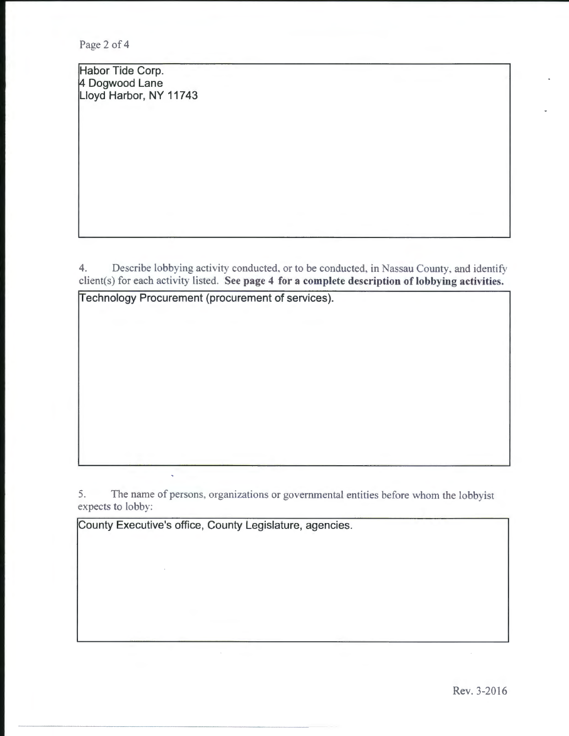Habor Tide Corp.
4 Dogwood Lane
Lloyd Harbor, NY 11743

4. Describe lobbying activity conducted, or to be conducted, in Nassau County, and identify client(s) for each activity listed. **See page 4 for a complete description of lobbying activities.**

Technology Procurement (procurement of services).

5. The name of persons, organizations or governmental entities before whom the lobbyist expects to lobby:

County Executive's office, County Legislature, agencies.

Rev. 3-2016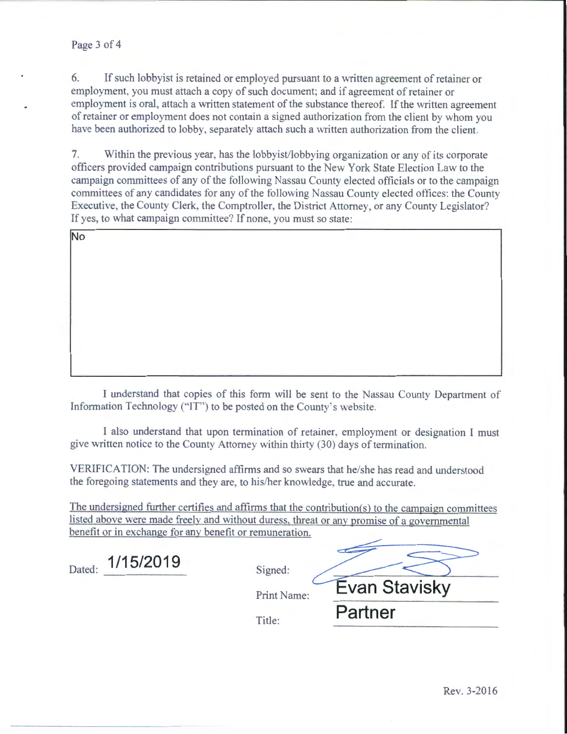6. If such lobbyist is retained or employed pursuant to a written agreement of retainer or employment, you must attach a copy of such document; and if agreement of retainer or employment is oral, attach a written statement of the substance thereof. If the written agreement of retainer or employment does not contain a signed authorization from the client by whom you have been authorized to lobby, separately attach such a written authorization from the client.

7. Within the previous year, has the lobbyist/lobbying organization or any of its corporate officers provided campaign contributions pursuant to the New York State Election Law to the campaign committees of any of the following Nassau County elected officials or to the campaign committees of any candidates for any of the following Nassau County elected offices: the County Executive, the County Clerk, the Comptroller, the District Attorney, or any County Legislator? If yes, to what campaign committee? If none, you must so state:

No

I understand that copies of this form will be sent to the Nassau County Department of Information Technology ("IT") to be posted on the County's website.

I also understand that upon termination of retainer, employment or designation I must give written notice to the County Attorney within thirty (30) days of termination.

VERIFICATION: The undersigned affirms and so swears that he/she has read and understood the foregoing statements and they are, to his/her knowledge, true and accurate.

<u>The undersigned further certifies and affirms that the contribution(s) to the campaign committees listed above were made freely and without duress, threat or any promise of a governmental benefit or in exchange for any benefit or remuneration.</u>

Dated: 1/15/2019

Signed: [signature]

Print Name: Evan Stavisky

Title: Partner

Rev. 3-2016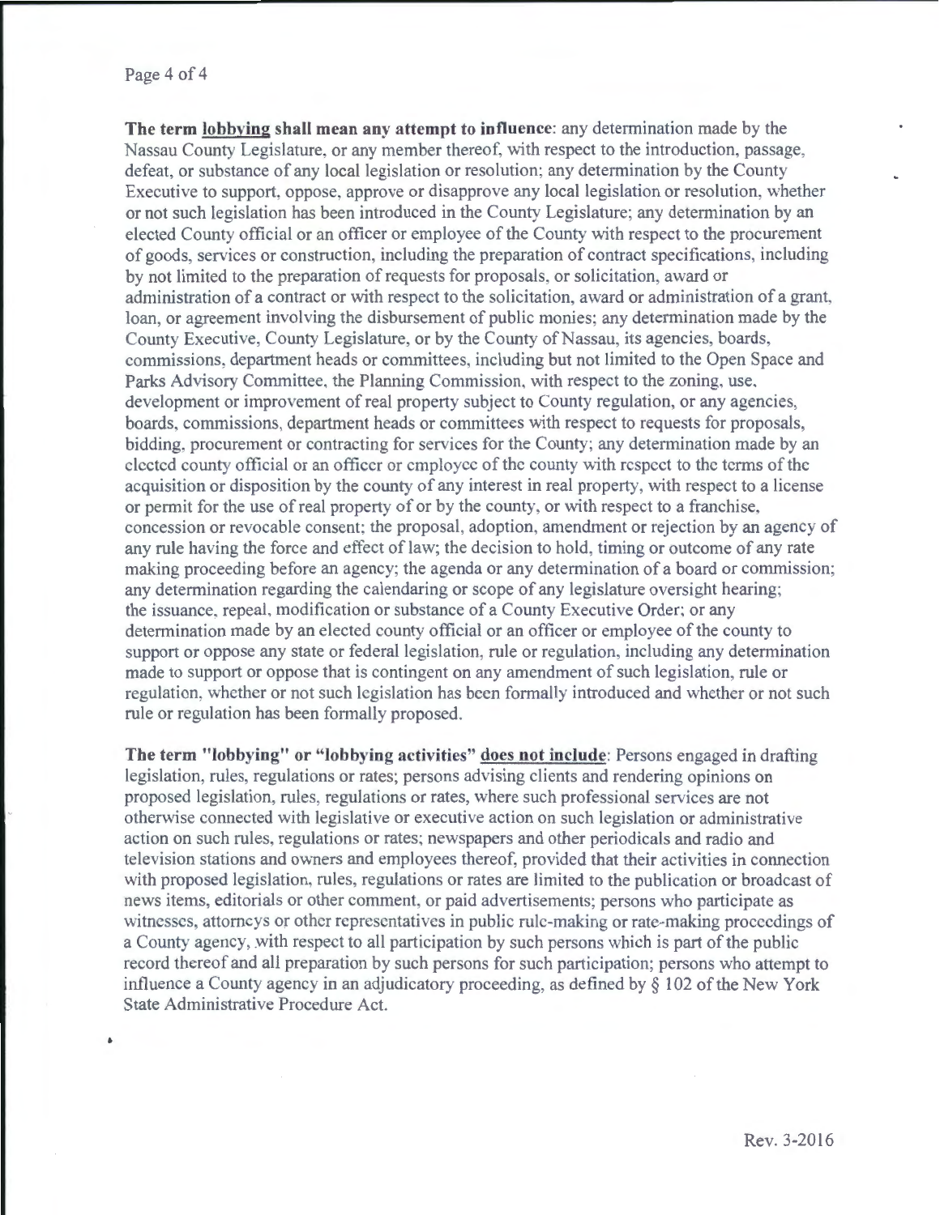**The term lobbying shall mean any attempt to influence**: any determination made by the Nassau County Legislature, or any member thereof, with respect to the introduction, passage, defeat, or substance of any local legislation or resolution; any determination by the County Executive to support, oppose, approve or disapprove any local legislation or resolution, whether or not such legislation has been introduced in the County Legislature; any determination by an elected County official or an officer or employee of the County with respect to the procurement of goods, services or construction, including the preparation of contract specifications, including by not limited to the preparation of requests for proposals, or solicitation, award or administration of a contract or with respect to the solicitation, award or administration of a grant, loan, or agreement involving the disbursement of public monies; any determination made by the County Executive, County Legislature, or by the County of Nassau, its agencies, boards, commissions, department heads or committees, including but not limited to the Open Space and Parks Advisory Committee, the Planning Commission, with respect to the zoning, use, development or improvement of real property subject to County regulation, or any agencies, boards, commissions, department heads or committees with respect to requests for proposals, bidding, procurement or contracting for services for the County; any determination made by an elected county official or an officer or employee of the county with respect to the terms of the acquisition or disposition by the county of any interest in real property, with respect to a license or permit for the use of real property of or by the county, or with respect to a franchise, concession or revocable consent; the proposal, adoption, amendment or rejection by an agency of any rule having the force and effect of law; the decision to hold, timing or outcome of any rate making proceeding before an agency; the agenda or any determination of a board or commission; any determination regarding the calendaring or scope of any legislature oversight hearing; the issuance, repeal, modification or substance of a County Executive Order; or any determination made by an elected county official or an officer or employee of the county to support or oppose any state or federal legislation, rule or regulation, including any determination made to support or oppose that is contingent on any amendment of such legislation, rule or regulation, whether or not such legislation has been formally introduced and whether or not such rule or regulation has been formally proposed.

**The term "lobbying" or "lobbying activities" does not include**: Persons engaged in drafting legislation, rules, regulations or rates; persons advising clients and rendering opinions on proposed legislation, rules, regulations or rates, where such professional services are not otherwise connected with legislative or executive action on such legislation or administrative action on such rules, regulations or rates; newspapers and other periodicals and radio and television stations and owners and employees thereof, provided that their activities in connection with proposed legislation, rules, regulations or rates are limited to the publication or broadcast of news items, editorials or other comment, or paid advertisements; persons who participate as witnesses, attorneys or other representatives in public rule-making or rate-making proceedings of a County agency, with respect to all participation by such persons which is part of the public record thereof and all preparation by such persons for such participation; persons who attempt to influence a County agency in an adjudicatory proceeding, as defined by § 102 of the New York State Administrative Procedure Act.

Rev. 3-2016